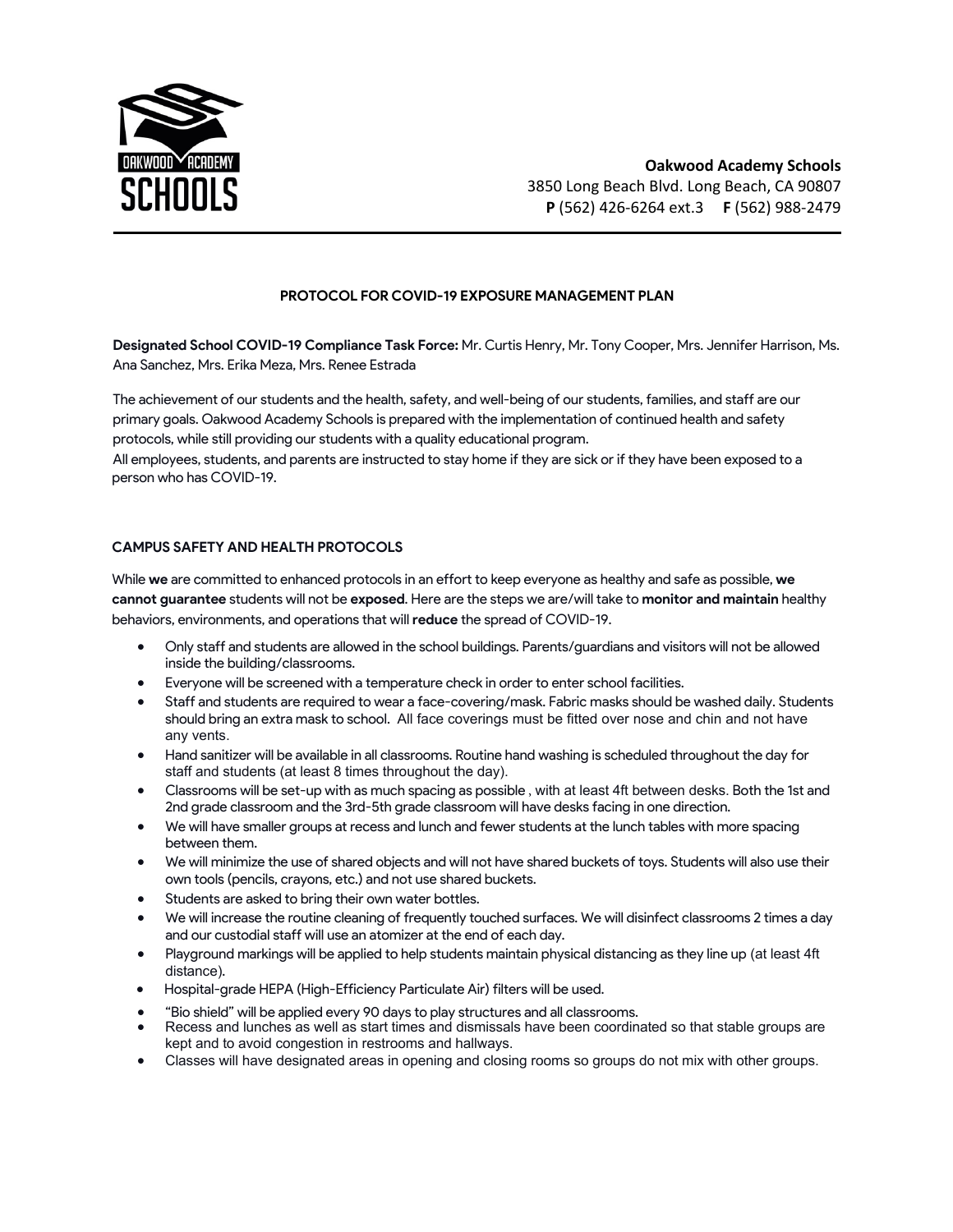**Oakwood Academy Schools**
3850 Long Beach Blvd. Long Beach, CA 90807
**P** (562) 426-6264 ext.3 **F** (562) 988-2479

## PROTOCOL FOR COVID-19 EXPOSURE MANAGEMENT PLAN

**Designated School COVID-19 Compliance Task Force:** Mr. Curtis Henry, Mr. Tony Cooper, Mrs. Jennifer Harrison, Ms. Ana Sanchez, Mrs. Erika Meza, Mrs. Renee Estrada

The achievement of our students and the health, safety, and well-being of our students, families, and staff are our primary goals. Oakwood Academy Schools is prepared with the implementation of continued health and safety protocols, while still providing our students with a quality educational program.
All employees, students, and parents are instructed to stay home if they are sick or if they have been exposed to a person who has COVID-19.

### CAMPUS SAFETY AND HEALTH PROTOCOLS

While **we** are committed to enhanced protocols in an effort to keep everyone as healthy and safe as possible, **we cannot guarantee** students will not be **exposed**. Here are the steps we are/will take to **monitor and maintain** healthy behaviors, environments, and operations that will **reduce** the spread of COVID-19.

- Only staff and students are allowed in the school buildings. Parents/guardians and visitors will not be allowed inside the building/classrooms.
- Everyone will be screened with a temperature check in order to enter school facilities.
- Staff and students are required to wear a face-covering/mask. Fabric masks should be washed daily. Students should bring an extra mask to school. All face coverings must be fitted over nose and chin and not have any vents.
- Hand sanitizer will be available in all classrooms. Routine hand washing is scheduled throughout the day for staff and students (at least 8 times throughout the day).
- Classrooms will be set-up with as much spacing as possible , with at least 4ft between desks. Both the 1st and 2nd grade classroom and the 3rd-5th grade classroom will have desks facing in one direction.
- We will have smaller groups at recess and lunch and fewer students at the lunch tables with more spacing between them.
- We will minimize the use of shared objects and will not have shared buckets of toys. Students will also use their own tools (pencils, crayons, etc.) and not use shared buckets.
- Students are asked to bring their own water bottles.
- We will increase the routine cleaning of frequently touched surfaces. We will disinfect classrooms 2 times a day and our custodial staff will use an atomizer at the end of each day.
- Playground markings will be applied to help students maintain physical distancing as they line up (at least 4ft distance).
- Hospital-grade HEPA (High-Efficiency Particulate Air) filters will be used.
- "Bio shield" will be applied every 90 days to play structures and all classrooms.
- Recess and lunches as well as start times and dismissals have been coordinated so that stable groups are kept and to avoid congestion in restrooms and hallways.
- Classes will have designated areas in opening and closing rooms so groups do not mix with other groups.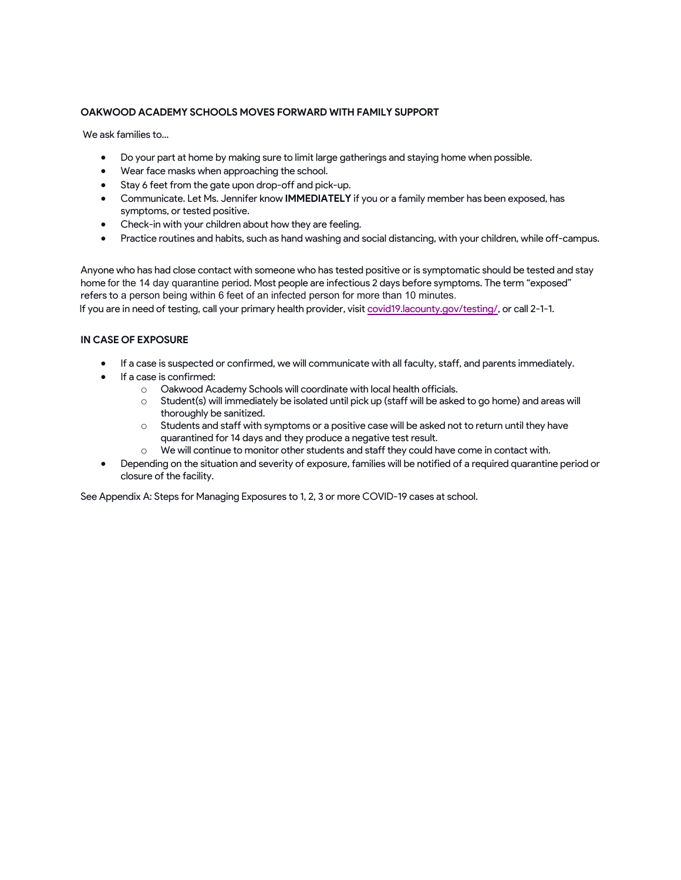**OAKWOOD ACADEMY SCHOOLS MOVES FORWARD WITH FAMILY SUPPORT**

We ask families to...

- Do your part at home by making sure to limit large gatherings and staying home when possible.
- Wear face masks when approaching the school.
- Stay 6 feet from the gate upon drop-off and pick-up.
- Communicate. Let Ms. Jennifer know **IMMEDIATELY** if you or a family member has been exposed, has symptoms, or tested positive.
- Check-in with your children about how they are feeling.
- Practice routines and habits, such as hand washing and social distancing, with your children, while off-campus.

Anyone who has had close contact with someone who has tested positive or is symptomatic should be tested and stay home for the 14 day quarantine period. Most people are infectious 2 days before symptoms. The term "exposed" refers to a person being within 6 feet of an infected person for more than 10 minutes.
If you are in need of testing, call your primary health provider, visit [covid19.lacounty.gov/testing/](covid19.lacounty.gov/testing/), or call 2-1-1.

**IN CASE OF EXPOSURE**

- If a case is suspected or confirmed, we will communicate with all faculty, staff, and parents immediately.
- If a case is confirmed:
  - Oakwood Academy Schools will coordinate with local health officials.
  - Student(s) will immediately be isolated until pick up (staff will be asked to go home) and areas will thoroughly be sanitized.
  - Students and staff with symptoms or a positive case will be asked not to return until they have quarantined for 14 days and they produce a negative test result.
  - We will continue to monitor other students and staff they could have come in contact with.
- Depending on the situation and severity of exposure, families will be notified of a required quarantine period or closure of the facility.

See Appendix A: Steps for Managing Exposures to 1, 2, 3 or more COVID-19 cases at school.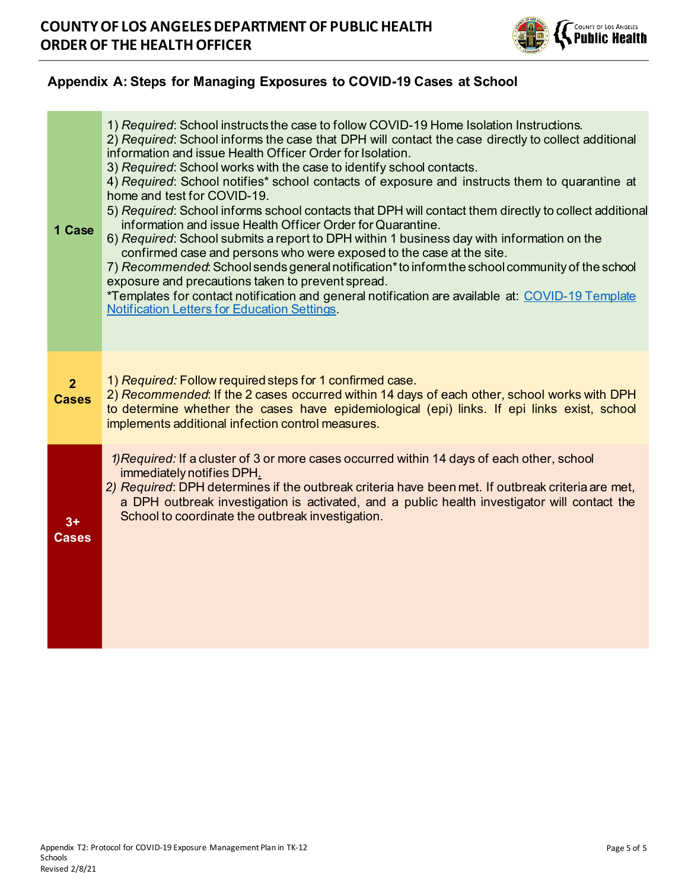## Appendix A: Steps for Managing Exposures to COVID-19 Cases at School

| | |
|---|---|
| **1 Case** | 1) *Required*: School instructs the case to follow COVID-19 Home Isolation Instructions.<br>2) *Required*: School informs the case that DPH will contact the case directly to collect additional information and issue Health Officer Order for Isolation.<br>3) *Required*: School works with the case to identify school contacts.<br>4) *Required*: School notifies* school contacts of exposure and instructs them to quarantine at home and test for COVID-19.<br>5) *Required*: School informs school contacts that DPH will contact them directly to collect additional information and issue Health Officer Order for Quarantine.<br>6) *Required*: School submits a report to DPH within 1 business day with information on the confirmed case and persons who were exposed to the case at the site.<br>7) *Recommended*: School sends general notification* to inform the school community of the school exposure and precautions taken to prevent spread.<br>*Templates for contact notification and general notification are available at: COVID-19 Template Notification Letters for Education Settings. |
| **2 Cases** | 1) *Required:* Follow required steps for 1 confirmed case.<br>2) *Recommended*: If the 2 cases occurred within 14 days of each other, school works with DPH to determine whether the cases have epidemiological (epi) links. If epi links exist, school implements additional infection control measures. |
| **3+ Cases** | 1) *Required:* If a cluster of 3 or more cases occurred within 14 days of each other, school immediately notifies DPH.<br>2) *Required*: DPH determines if the outbreak criteria have been met. If outbreak criteria are met, a DPH outbreak investigation is activated, and a public health investigator will contact the School to coordinate the outbreak investigation. |